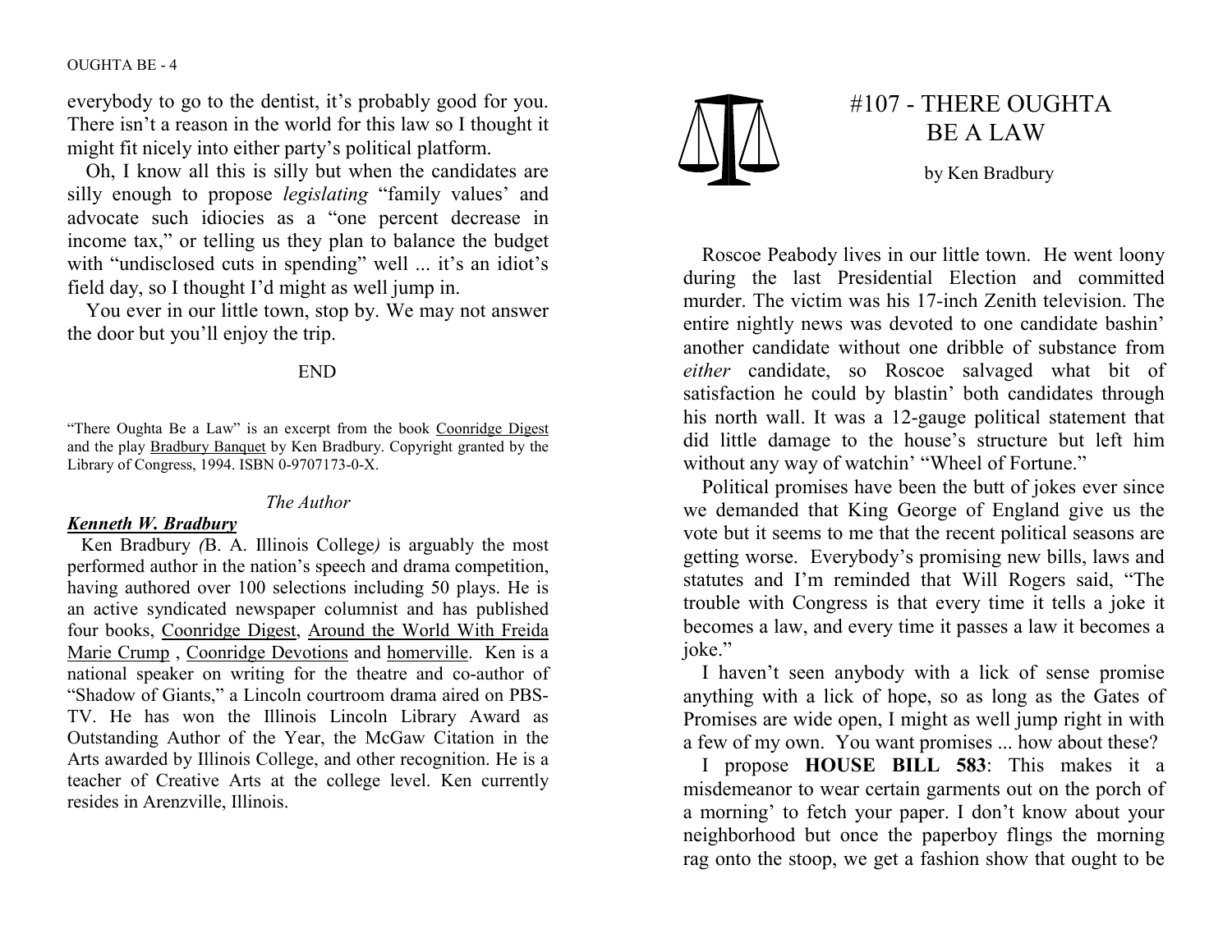everybody to go to the dentist, it's probably good for you. There isn't a reason in the world for this law so I thought it might fit nicely into either party's political platform.

Oh, I know all this is silly but when the candidates are silly enough to propose *legislating* "family values' and advocate such idiocies as a "one percent decrease in income tax," or telling us they plan to balance the budget with "undisclosed cuts in spending" well ... it's an idiot's field day, so I thought I'd might as well jump in.

You ever in our little town, stop by. We may not answer the door but you'll enjoy the trip.

END

"There Oughta Be a Law" is an excerpt from the book Coonridge Digest and the play Bradbury Banquet by Ken Bradbury. Copyright granted by the Library of Congress, 1994. ISBN 0-9707173-0-X.

*The Author*

***Kenneth W. Bradbury***

Ken Bradbury *(*B. A. Illinois College*)* is arguably the most performed author in the nation's speech and drama competition, having authored over 100 selections including 50 plays. He is an active syndicated newspaper columnist and has published four books, Coonridge Digest, Around the World With Freida Marie Crump , Coonridge Devotions and homerville. Ken is a national speaker on writing for the theatre and co-author of "Shadow of Giants," a Lincoln courtroom drama aired on PBS-TV. He has won the Illinois Lincoln Library Award as Outstanding Author of the Year, the McGaw Citation in the Arts awarded by Illinois College, and other recognition. He is a teacher of Creative Arts at the college level. Ken currently resides in Arenzville, Illinois.

# #107 - THERE OUGHTA BE A LAW

by Ken Bradbury

Roscoe Peabody lives in our little town. He went loony during the last Presidential Election and committed murder. The victim was his 17-inch Zenith television. The entire nightly news was devoted to one candidate bashin' another candidate without one dribble of substance from *either* candidate, so Roscoe salvaged what bit of satisfaction he could by blastin' both candidates through his north wall. It was a 12-gauge political statement that did little damage to the house's structure but left him without any way of watchin' "Wheel of Fortune."

Political promises have been the butt of jokes ever since we demanded that King George of England give us the vote but it seems to me that the recent political seasons are getting worse. Everybody's promising new bills, laws and statutes and I'm reminded that Will Rogers said, "The trouble with Congress is that every time it tells a joke it becomes a law, and every time it passes a law it becomes a joke."

I haven't seen anybody with a lick of sense promise anything with a lick of hope, so as long as the Gates of Promises are wide open, I might as well jump right in with a few of my own. You want promises ... how about these?

I propose **HOUSE BILL 583**: This makes it a misdemeanor to wear certain garments out on the porch of a morning' to fetch your paper. I don't know about your neighborhood but once the paperboy flings the morning rag onto the stoop, we get a fashion show that ought to be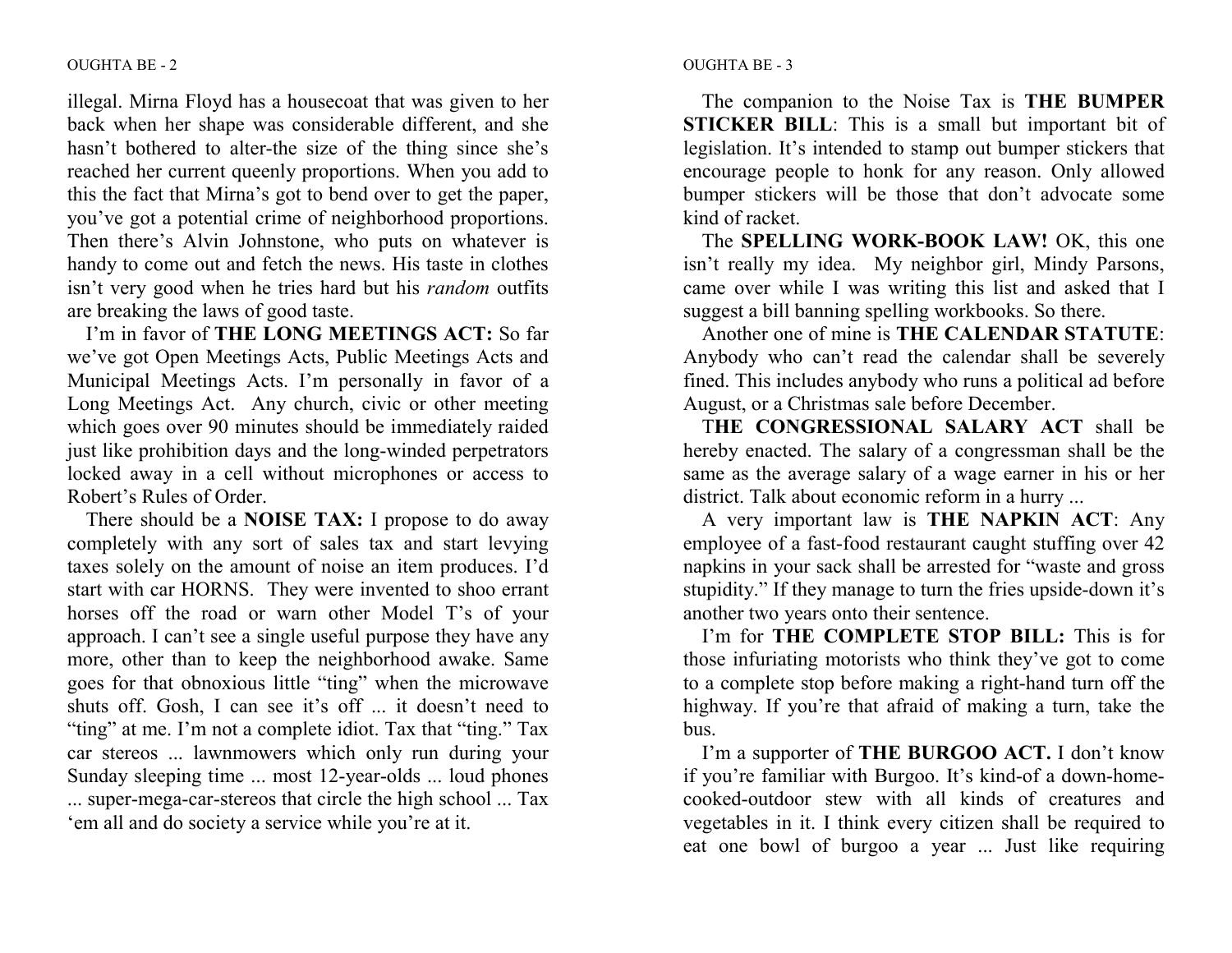illegal. Mirna Floyd has a housecoat that was given to her back when her shape was considerable different, and she hasn't bothered to alter-the size of the thing since she's reached her current queenly proportions. When you add to this the fact that Mirna's got to bend over to get the paper, you've got a potential crime of neighborhood proportions. Then there's Alvin Johnstone, who puts on whatever is handy to come out and fetch the news. His taste in clothes isn't very good when he tries hard but his *random* outfits are breaking the laws of good taste.

I'm in favor of **THE LONG MEETINGS ACT:** So far we've got Open Meetings Acts, Public Meetings Acts and Municipal Meetings Acts. I'm personally in favor of a Long Meetings Act. Any church, civic or other meeting which goes over 90 minutes should be immediately raided just like prohibition days and the long-winded perpetrators locked away in a cell without microphones or access to Robert's Rules of Order.

There should be a **NOISE TAX:** I propose to do away completely with any sort of sales tax and start levying taxes solely on the amount of noise an item produces. I'd start with car HORNS. They were invented to shoo errant horses off the road or warn other Model T's of your approach. I can't see a single useful purpose they have any more, other than to keep the neighborhood awake. Same goes for that obnoxious little "ting" when the microwave shuts off. Gosh, I can see it's off ... it doesn't need to "ting" at me. I'm not a complete idiot. Tax that "ting." Tax car stereos ... lawnmowers which only run during your Sunday sleeping time ... most 12-year-olds ... loud phones ... super-mega-car-stereos that circle the high school ... Tax 'em all and do society a service while you're at it.

The companion to the Noise Tax is **THE BUMPER STICKER BILL**: This is a small but important bit of legislation. It's intended to stamp out bumper stickers that encourage people to honk for any reason. Only allowed bumper stickers will be those that don't advocate some kind of racket.

The **SPELLING WORK-BOOK LAW!** OK, this one isn't really my idea. My neighbor girl, Mindy Parsons, came over while I was writing this list and asked that I suggest a bill banning spelling workbooks. So there.

Another one of mine is **THE CALENDAR STATUTE**: Anybody who can't read the calendar shall be severely fined. This includes anybody who runs a political ad before August, or a Christmas sale before December.

**THE CONGRESSIONAL SALARY ACT** shall be hereby enacted. The salary of a congressman shall be the same as the average salary of a wage earner in his or her district. Talk about economic reform in a hurry ...

A very important law is **THE NAPKIN ACT**: Any employee of a fast-food restaurant caught stuffing over 42 napkins in your sack shall be arrested for "waste and gross stupidity." If they manage to turn the fries upside-down it's another two years onto their sentence.

I'm for **THE COMPLETE STOP BILL:** This is for those infuriating motorists who think they've got to come to a complete stop before making a right-hand turn off the highway. If you're that afraid of making a turn, take the bus.

I'm a supporter of **THE BURGOO ACT.** I don't know if you're familiar with Burgoo. It's kind-of a down-home-cooked-outdoor stew with all kinds of creatures and vegetables in it. I think every citizen shall be required to eat one bowl of burgoo a year ... Just like requiring